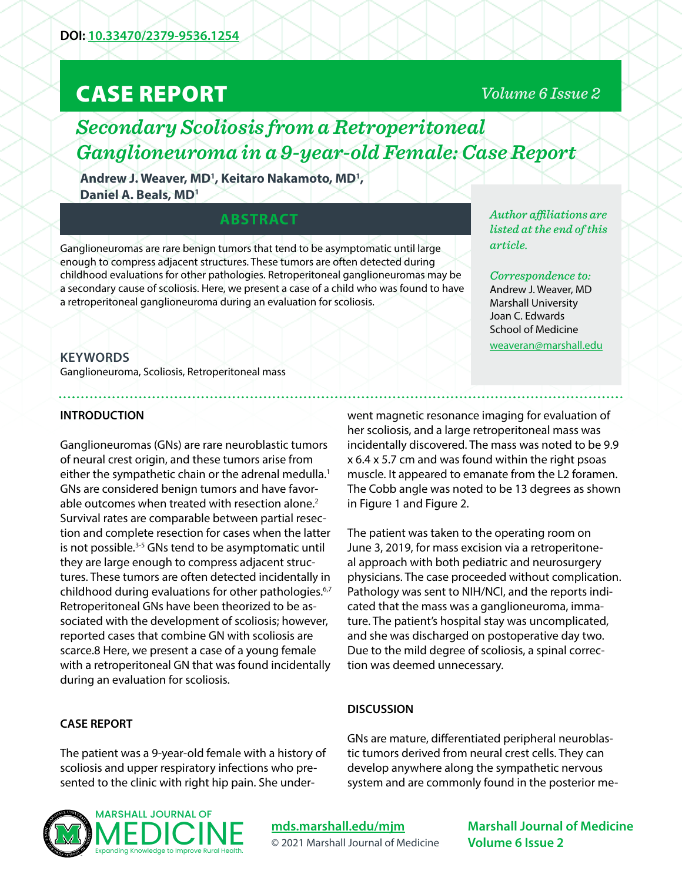DOI: [10.33470/2379-9536.1254](https://doi.org/10.33470/2379-9536.1254)

# CASE REPORT

# *Secondary Scoliosis from a Retroperitoneal Ganglioneuroma in a 9-year-old Female: Case Report*

**Andrew J. Weaver, MD[1], Keitaro Nakamoto, MD[1], Daniel A. Beals, MD[1]**

*Author affiliations are listed at the end of this article.*

*Correspondence to:*
Andrew J. Weaver, MD
Marshall University
Joan C. Edwards
School of Medicine
weaveran@marshall.edu

## ABSTRACT

Ganglioneuromas are rare benign tumors that tend to be asymptomatic until large enough to compress adjacent structures. These tumors are often detected during childhood evaluations for other pathologies. Retroperitoneal ganglioneuromas may be a secondary cause of scoliosis. Here, we present a case of a child who was found to have a retroperitoneal ganglioneuroma during an evaluation for scoliosis.

### KEYWORDS

Ganglioneuroma, Scoliosis, Retroperitoneal mass

## INTRODUCTION

Ganglioneuromas (GNs) are rare neuroblastic tumors of neural crest origin, and these tumors arise from either the sympathetic chain or the adrenal medulla.[1] GNs are considered benign tumors and have favorable outcomes when treated with resection alone.[2] Survival rates are comparable between partial resection and complete resection for cases when the latter is not possible.[3-5] GNs tend to be asymptomatic until they are large enough to compress adjacent structures. These tumors are often detected incidentally in childhood during evaluations for other pathologies.[6,7] Retroperitoneal GNs have been theorized to be associated with the development of scoliosis; however, reported cases that combine GN with scoliosis are scarce.8 Here, we present a case of a young female with a retroperitoneal GN that was found incidentally during an evaluation for scoliosis.

## CASE REPORT

The patient was a 9-year-old female with a history of scoliosis and upper respiratory infections who presented to the clinic with right hip pain. She underwent magnetic resonance imaging for evaluation of her scoliosis, and a large retroperitoneal mass was incidentally discovered. The mass was noted to be 9.9 x 6.4 x 5.7 cm and was found within the right psoas muscle. It appeared to emanate from the L2 foramen. The Cobb angle was noted to be 13 degrees as shown in Figure 1 and Figure 2.

The patient was taken to the operating room on June 3, 2019, for mass excision via a retroperitoneal approach with both pediatric and neurosurgery physicians. The case proceeded without complication. Pathology was sent to NIH/NCI, and the reports indicated that the mass was a ganglioneuroma, immature. The patient's hospital stay was uncomplicated, and she was discharged on postoperative day two. Due to the mild degree of scoliosis, a spinal correction was deemed unnecessary.

## DISCUSSION

GNs are mature, differentiated peripheral neuroblastic tumors derived from neural crest cells. They can develop anywhere along the sympathetic nervous system and are commonly found in the posterior me-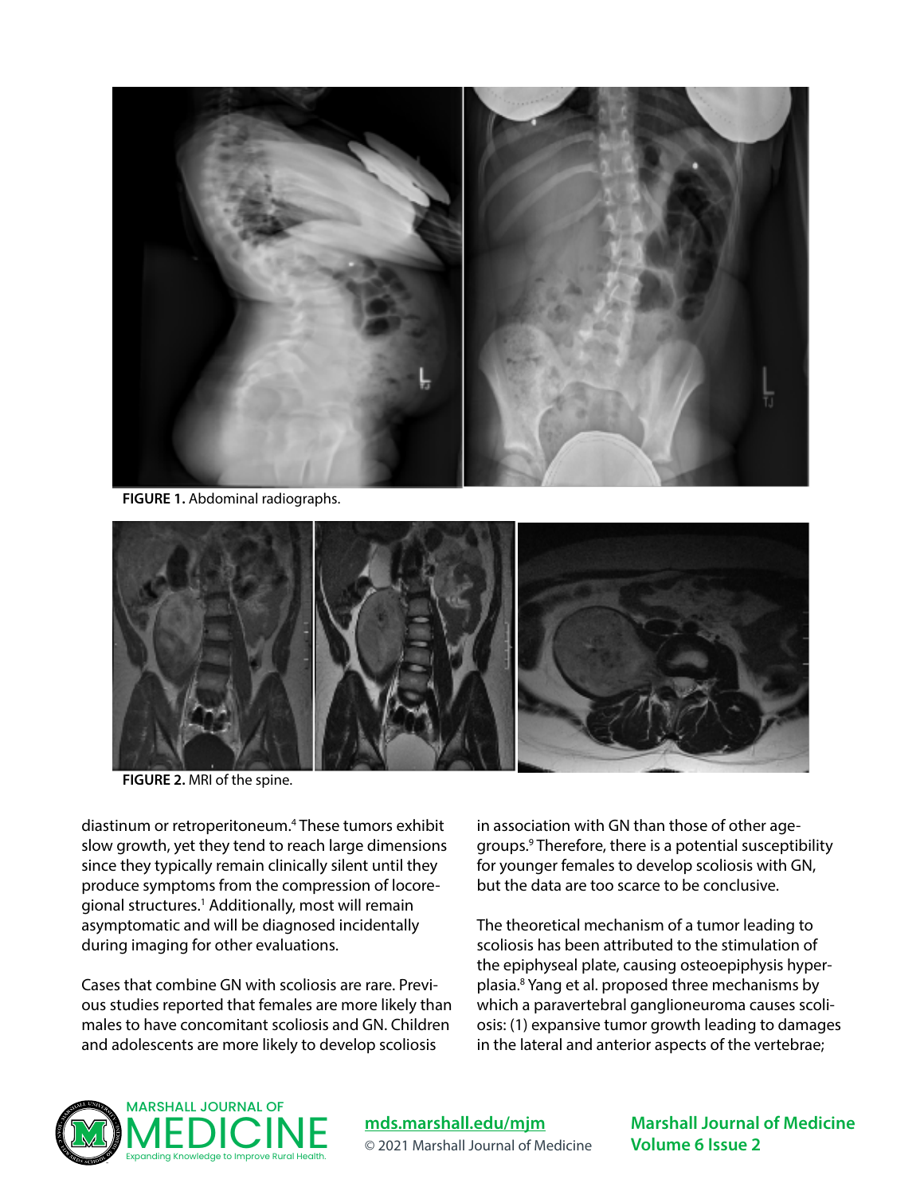FIGURE 1. Abdominal radiographs.

FIGURE 2. MRI of the spine.

diastinum or retroperitoneum.[4] These tumors exhibit slow growth, yet they tend to reach large dimensions since they typically remain clinically silent until they produce symptoms from the compression of locoregional structures.[1] Additionally, most will remain asymptomatic and will be diagnosed incidentally during imaging for other evaluations.

Cases that combine GN with scoliosis are rare. Previous studies reported that females are more likely than males to have concomitant scoliosis and GN. Children and adolescents are more likely to develop scoliosis in association with GN than those of other age-groups.[9] Therefore, there is a potential susceptibility for younger females to develop scoliosis with GN, but the data are too scarce to be conclusive.

The theoretical mechanism of a tumor leading to scoliosis has been attributed to the stimulation of the epiphyseal plate, causing osteoepiphysis hyperplasia.[8] Yang et al. proposed three mechanisms by which a paravertebral ganglioneuroma causes scoliosis: (1) expansive tumor growth leading to damages in the lateral and anterior aspects of the vertebrae;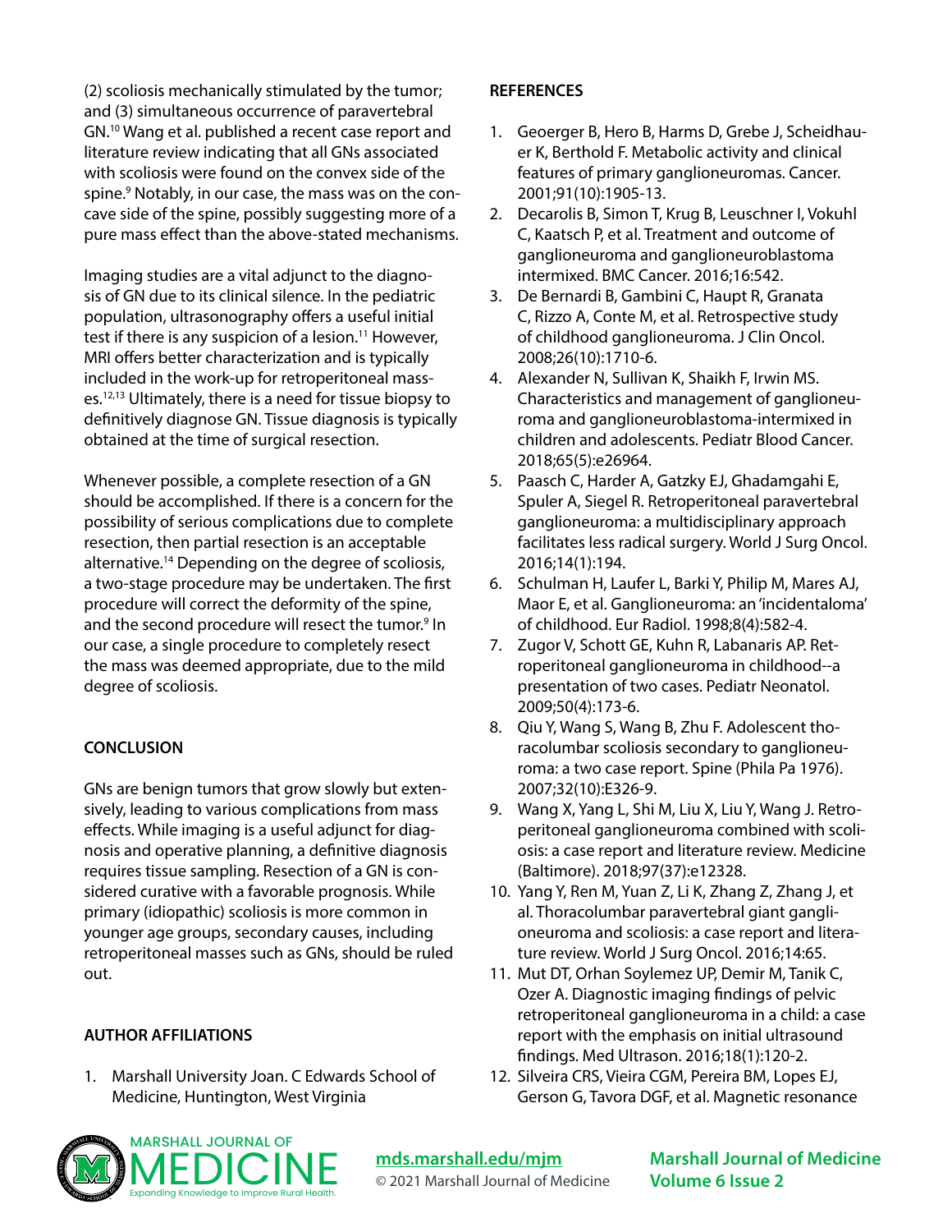(2) scoliosis mechanically stimulated by the tumor; and (3) simultaneous occurrence of paravertebral GN.[10] Wang et al. published a recent case report and literature review indicating that all GNs associated with scoliosis were found on the convex side of the spine.[9] Notably, in our case, the mass was on the concave side of the spine, possibly suggesting more of a pure mass effect than the above-stated mechanisms.

Imaging studies are a vital adjunct to the diagnosis of GN due to its clinical silence. In the pediatric population, ultrasonography offers a useful initial test if there is any suspicion of a lesion.[11] However, MRI offers better characterization and is typically included in the work-up for retroperitoneal masses.[12,13] Ultimately, there is a need for tissue biopsy to definitively diagnose GN. Tissue diagnosis is typically obtained at the time of surgical resection.

Whenever possible, a complete resection of a GN should be accomplished. If there is a concern for the possibility of serious complications due to complete resection, then partial resection is an acceptable alternative.[14] Depending on the degree of scoliosis, a two-stage procedure may be undertaken. The first procedure will correct the deformity of the spine, and the second procedure will resect the tumor.[9] In our case, a single procedure to completely resect the mass was deemed appropriate, due to the mild degree of scoliosis.

## CONCLUSION

GNs are benign tumors that grow slowly but extensively, leading to various complications from mass effects. While imaging is a useful adjunct for diagnosis and operative planning, a definitive diagnosis requires tissue sampling. Resection of a GN is considered curative with a favorable prognosis. While primary (idiopathic) scoliosis is more common in younger age groups, secondary causes, including retroperitoneal masses such as GNs, should be ruled out.

## AUTHOR AFFILIATIONS

1. Marshall University Joan. C Edwards School of Medicine, Huntington, West Virginia

## REFERENCES

1. Geoerger B, Hero B, Harms D, Grebe J, Scheidhauer K, Berthold F. Metabolic activity and clinical features of primary ganglioneuromas. Cancer. 2001;91(10):1905-13.
2. Decarolis B, Simon T, Krug B, Leuschner I, Vokuhl C, Kaatsch P, et al. Treatment and outcome of ganglioneuroma and ganglioneuroblastoma intermixed. BMC Cancer. 2016;16:542.
3. De Bernardi B, Gambini C, Haupt R, Granata C, Rizzo A, Conte M, et al. Retrospective study of childhood ganglioneuroma. J Clin Oncol. 2008;26(10):1710-6.
4. Alexander N, Sullivan K, Shaikh F, Irwin MS. Characteristics and management of ganglioneuroma and ganglioneuroblastoma-intermixed in children and adolescents. Pediatr Blood Cancer. 2018;65(5):e26964.
5. Paasch C, Harder A, Gatzky EJ, Ghadamgahi E, Spuler A, Siegel R. Retroperitoneal paravertebral ganglioneuroma: a multidisciplinary approach facilitates less radical surgery. World J Surg Oncol. 2016;14(1):194.
6. Schulman H, Laufer L, Barki Y, Philip M, Mares AJ, Maor E, et al. Ganglioneuroma: an 'incidentaloma' of childhood. Eur Radiol. 1998;8(4):582-4.
7. Zugor V, Schott GE, Kuhn R, Labanaris AP. Retroperitoneal ganglioneuroma in childhood--a presentation of two cases. Pediatr Neonatol. 2009;50(4):173-6.
8. Qiu Y, Wang S, Wang B, Zhu F. Adolescent thoracolumbar scoliosis secondary to ganglioneuroma: a two case report. Spine (Phila Pa 1976). 2007;32(10):E326-9.
9. Wang X, Yang L, Shi M, Liu X, Liu Y, Wang J. Retroperitoneal ganglioneuroma combined with scoliosis: a case report and literature review. Medicine (Baltimore). 2018;97(37):e12328.
10. Yang Y, Ren M, Yuan Z, Li K, Zhang Z, Zhang J, et al. Thoracolumbar paravertebral giant ganglioneuroma and scoliosis: a case report and literature review. World J Surg Oncol. 2016;14:65.
11. Mut DT, Orhan Soylemez UP, Demir M, Tanik C, Ozer A. Diagnostic imaging findings of pelvic retroperitoneal ganglioneuroma in a child: a case report with the emphasis on initial ultrasound findings. Med Ultrason. 2016;18(1):120-2.
12. Silveira CRS, Vieira CGM, Pereira BM, Lopes EJ, Gerson G, Tavora DGF, et al. Magnetic resonance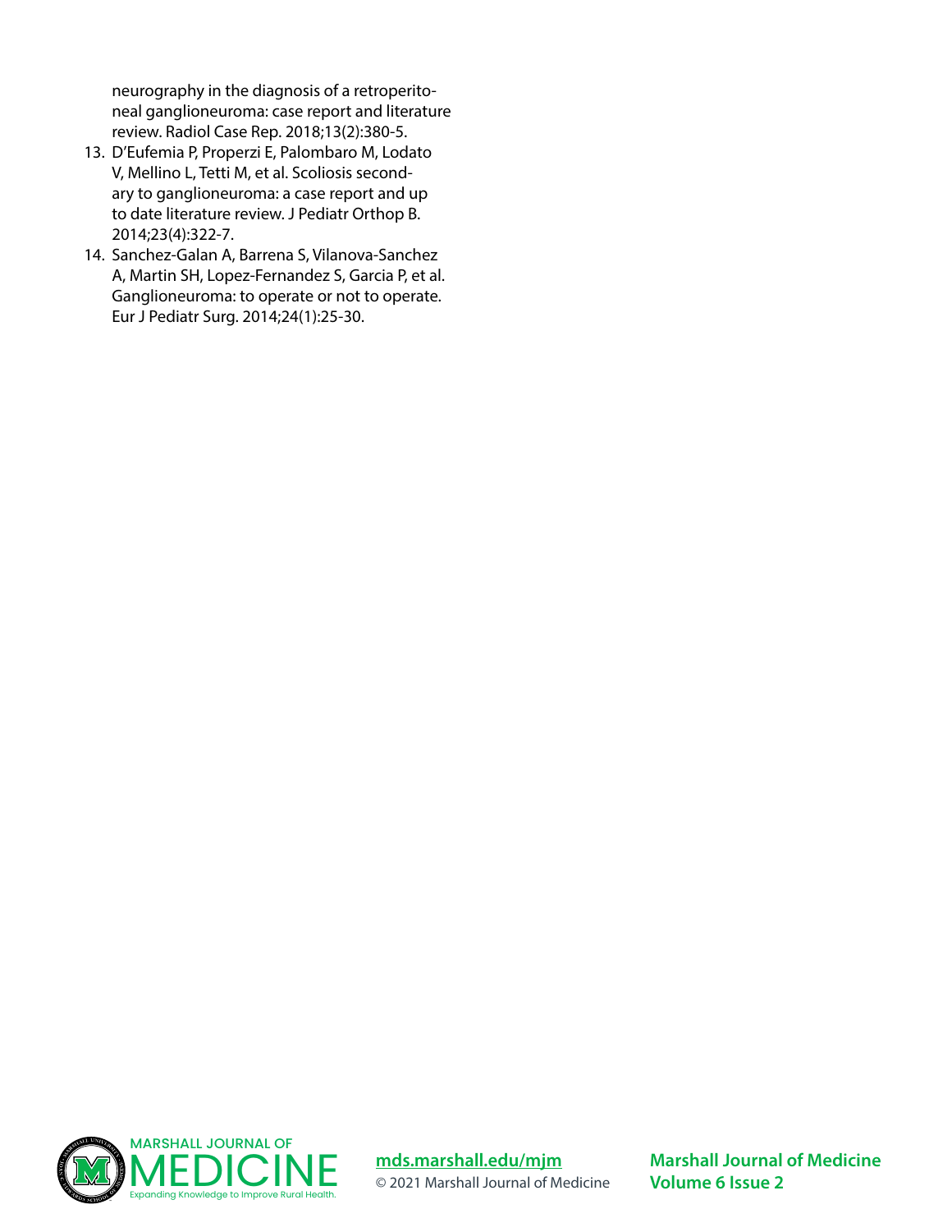neurography in the diagnosis of a retroperitoneal ganglioneuroma: case report and literature review. Radiol Case Rep. 2018;13(2):380-5.

13. D'Eufemia P, Properzi E, Palombaro M, Lodato V, Mellino L, Tetti M, et al. Scoliosis secondary to ganglioneuroma: a case report and up to date literature review. J Pediatr Orthop B. 2014;23(4):322-7.
14. Sanchez-Galan A, Barrena S, Vilanova-Sanchez A, Martin SH, Lopez-Fernandez S, Garcia P, et al. Ganglioneuroma: to operate or not to operate. Eur J Pediatr Surg. 2014;24(1):25-30.